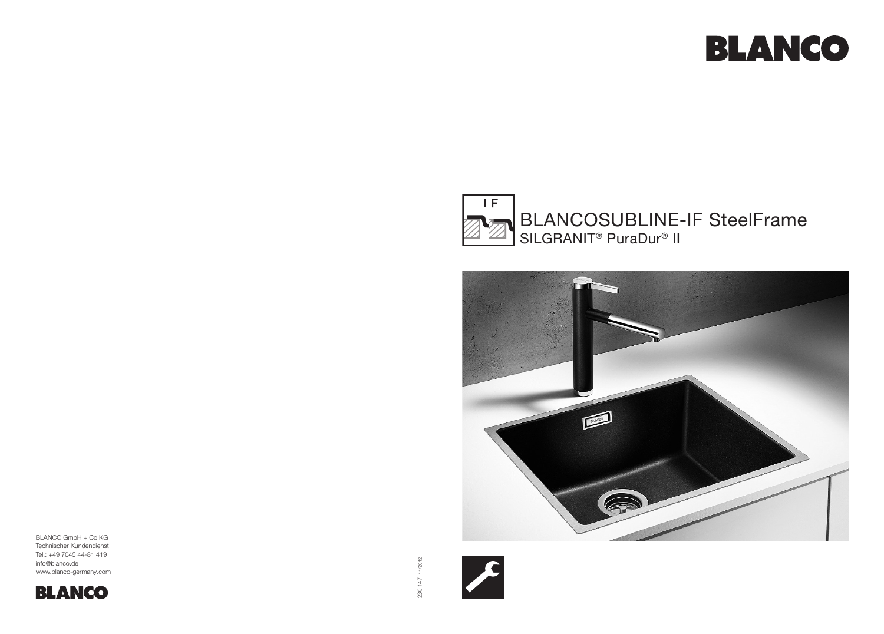BLANCO

I | F

# BLANCOSUBLINE-IF SteelFrame

SILGRANIT® PuraDur® II

BLANCO GmbH + Co KG
Technischer Kundendienst
Tel.: +49 7045 44-81 419
info@blanco.de
www.blanco-germany.com

BLANCO

230 147 11/2012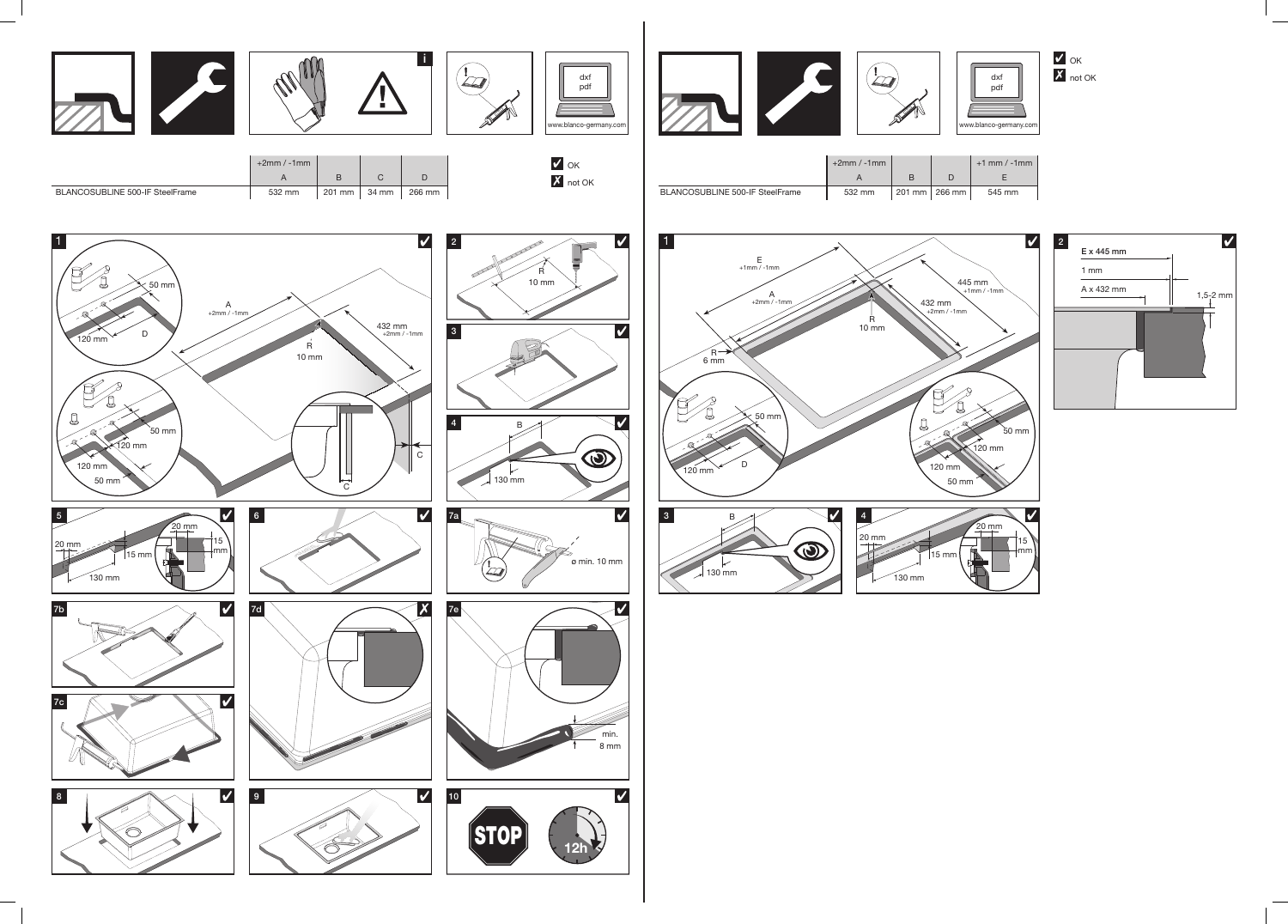dxf
pdf
www.blanco-germany.com

| | +2mm / -1mm | | | |
|---|---|---|---|---|
| | A | B | C | D |
| BLANCOSUBLINE 500-IF SteelFrame | 532 mm | 201 mm | 34 mm | 266 mm |

OK

not OK

1

A
+2mm / -1mm

432 mm
+2mm / -1mm

R
10 mm

50 mm

120 mm

D

50 mm

120 mm

120 mm

50 mm

C

C

2

R
10 mm

3

4

B

130 mm

5

20 mm

20 mm

15 mm

15 mm

130 mm

6

7a

ø min. 10 mm

7b

7d

7e

min.
8 mm

7c

8

9

10

STOP

12h

dxf
pdf
www.blanco-germany.com

OK

not OK

| | +2mm / -1mm | | | +1 mm / -1mm |
|---|---|---|---|---|
| | A | B | D | E |
| BLANCOSUBLINE 500-IF SteelFrame | 532 mm | 201 mm | 266 mm | 545 mm |

1

E
+1mm / -1mm

A
+2mm / -1mm

445 mm
+1mm / -1mm

432 mm
+2mm / -1mm

R
10 mm

R
6 mm

50 mm

120 mm

D

50 mm

120 mm

120 mm

50 mm

2

E x 445 mm

1 mm

A x 432 mm

1,5-2 mm

3

B

130 mm

4

20 mm

20 mm

15 mm

15 mm

130 mm